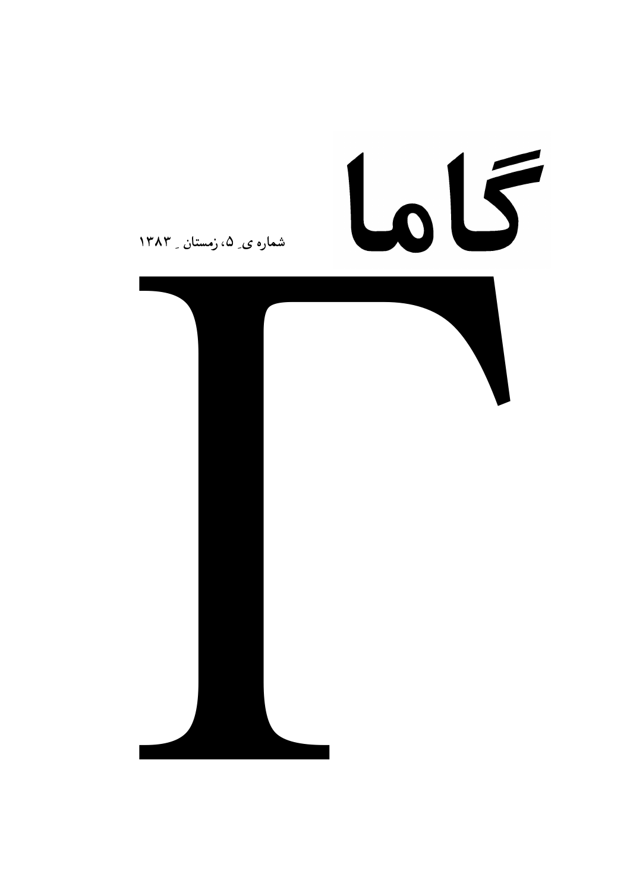# گاما

شماره‌ی ۵، زمستان ۱۳۸۳

Γ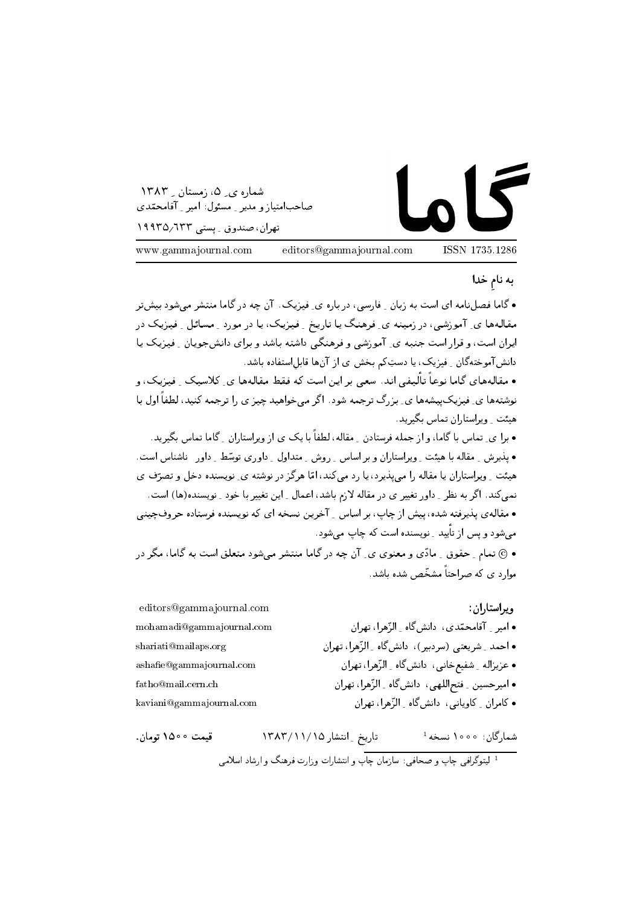# گاما

شماره ی ۵، زمستان ۱۳۸۳
صاحب‌امتیاز و مدیر مسئول: امیر آقامحمّدی
تهران، صندوق پستی ۱۹۹۳۵/۶۳۳

www.gammajournal.com    editors@gammajournal.com    ISSN 1735.1286

به نامِ خدا

• گاما فصل‌نامه ای است به زبان فارسی، درباره ی فیزیک. آن چه در گاما منتشر می‌شود بیش‌تر مقاله‌ها ی آموزشی، در زمینه ی فرهنگ یا تاریخ فیزیک، یا در مورد مسائل فیزیک در ایران است، و قرار است جنبه ی آموزشی و فرهنگی داشته باشد و برای دانش‌جویان فیزیک یا دانش‌آموختگان فیزیک، یا دستِ‌کم بخش ی از آن‌ها قابلِ‌استفاده باشد.

• مقاله‌های گاما نوعاً تألیفی اند. سعی بر این است که فقط مقاله‌ها ی کلاسیک فیزیک، و نوشته‌ها ی فیزیک‌پیشه‌ها ی بزرگ ترجمه شود. اگر می‌خواهید چیز ی را ترجمه کنید، لطفاً اول با هیئت ویراستاران تماس بگیرید.

• برا ی تماس با گاما، و از جمله فرستادن مقاله، لطفاً با یک ی از ویراستاران گاما تماس بگیرید.

• پذیرش مقاله با هیئت ویراستاران و بر اساس روش متداول داوری توسّط داور ناشناس است. هیئت ویراستاران یا مقاله را می‌پذیرد، یا رد می‌کند، امّا هرگز در نوشته ی نویسنده دخل و تصرّف ی نمی‌کند. اگر به نظر داور تغییر ی در مقاله لازم باشد، اعمال این تغییر با خود نویسنده(ها) است.

• مقاله‌ی پذیرفته شده، پیش از چاپ، بر اساس آخرین نسخه ای که نویسنده فرستاده حروف‌چینی می‌شود و پس از تأیید نویسنده است که چاپ می‌شود.

• © تمام حقوق مادّی و معنوی ی آن چه در گاما منتشر می‌شود متعلق است به گاما، مگر در موارد ی که صراحتاً مشخّص شده باشد.

**ویراستاران:**

| | |
|---|---|
| editors@gammajournal.com | |
| • امیر آقامحمّدی، دانش‌گاه الزّهرا، تهران | mohamadi@gammajournal.com |
| • احمد شریعتی (سردبیر)، دانش‌گاه الزّهرا، تهران | shariati@mailaps.org |
| • عزیزاله شفیع‌خانی، دانش‌گاه الزّهرا، تهران | ashafie@gammajournal.com |
| • امیرحسین فتح‌اللهی، دانش‌گاه الزّهرا، تهران | fatho@mail.cern.ch |
| • کامران کاویانی، دانش‌گاه الزّهرا، تهران | kaviani@gammajournal.com |

شمارگان: ۱۰۰۰ نسخه [1]    تاریخ انتشار ۱۳۸۳/۱۱/۱۵    **قیمت ۱۵۰۰ تومان.**

[1] لیتوگرافی چاپ و صحافی: سازمان چاپ و انتشارات وزارت فرهنگ و ارشاد اسلامی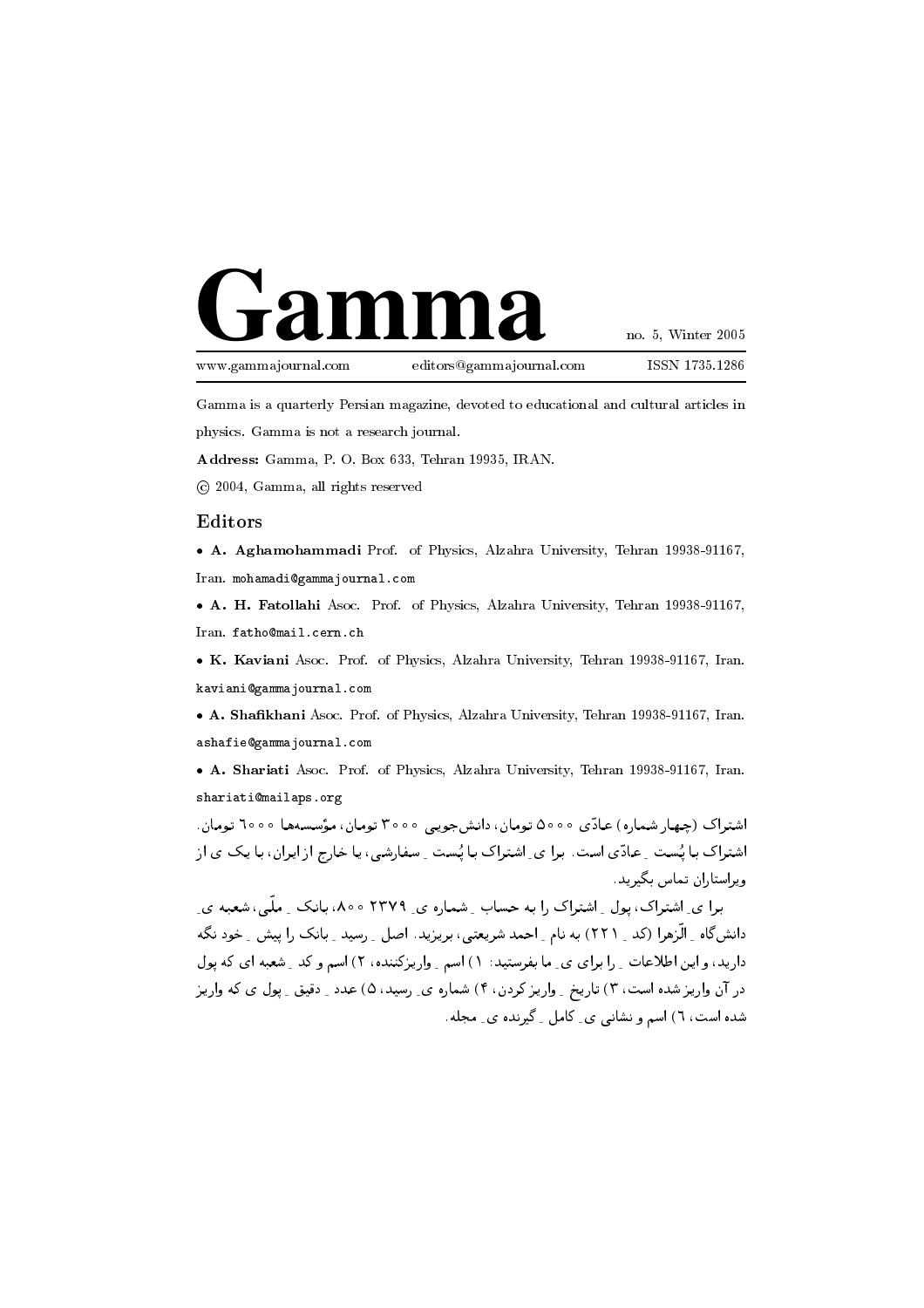# Gamma

no. 5, Winter 2005

www.gammajournal.com | editors@gammajournal.com | ISSN 1735.1286

Gamma is a quarterly Persian magazine, devoted to educational and cultural articles in physics. Gamma is not a research journal.

**Address:** Gamma, P. O. Box 633, Tehran 19935, IRAN.

© 2004, Gamma, all rights reserved

## Editors

- **A. Aghamohammadi** Prof. of Physics, Alzahra University, Tehran 19938-91167, Iran. mohamadi@gammajournal.com
- **A. H. Fatollahi** Asoc. Prof. of Physics, Alzahra University, Tehran 19938-91167, Iran. fatho@mail.cern.ch
- **K. Kaviani** Asoc. Prof. of Physics, Alzahra University, Tehran 19938-91167, Iran. kaviani@gammajournal.com
- **A. Shafikhani** Asoc. Prof. of Physics, Alzahra University, Tehran 19938-91167, Iran. ashafie@gammajournal.com
- **A. Shariati** Asoc. Prof. of Physics, Alzahra University, Tehran 19938-91167, Iran. shariati@mailaps.org

اشتراک (چهار شماره) عادّی ۵۰۰۰ تومان، دانش‌جویی ۳۰۰۰ تومان، مؤسسه‌ها ۶۰۰۰ تومان. اشتراک با پُست ـِ عادّی است. برا ی ـِ اشتراک با پُست ـِ سفارشی، یا خارج از ایران، با یک ی از ویراستاران تماس بگیرید.

برا ی ـِ اشتراک، پول ـِ اشتراک را به حساب ـِ شماره ی ـِ ۲۳۷۹ ۸۰۰، بانک ـِ ملّی، شعبه ی ـِ دانش‌گاه ـِ الزّهرا (کد ـِ ۲۲۱) به نام ـِ احمد شریعتی، بریزید. اصل ـِ رسید ـِ بانک را پیش ـِ خود نگه دارید، و این اطلاعات ـِ را برای ی ـِ ما بفرستید: ۱) اسم ـِ واریزکننده، ۲) اسم و کد ـِ شعبه ای که پول در آن واریز شده است، ۳) تاریخ ـِ واریز کردن، ۴) شماره ی ـِ رسید، ۵) عدد ـِ دقیق ـِ پول ی که واریز شده است، ۶) اسم و نشانی ی ـِ کامل ـِ گیرنده ی ـِ مجله.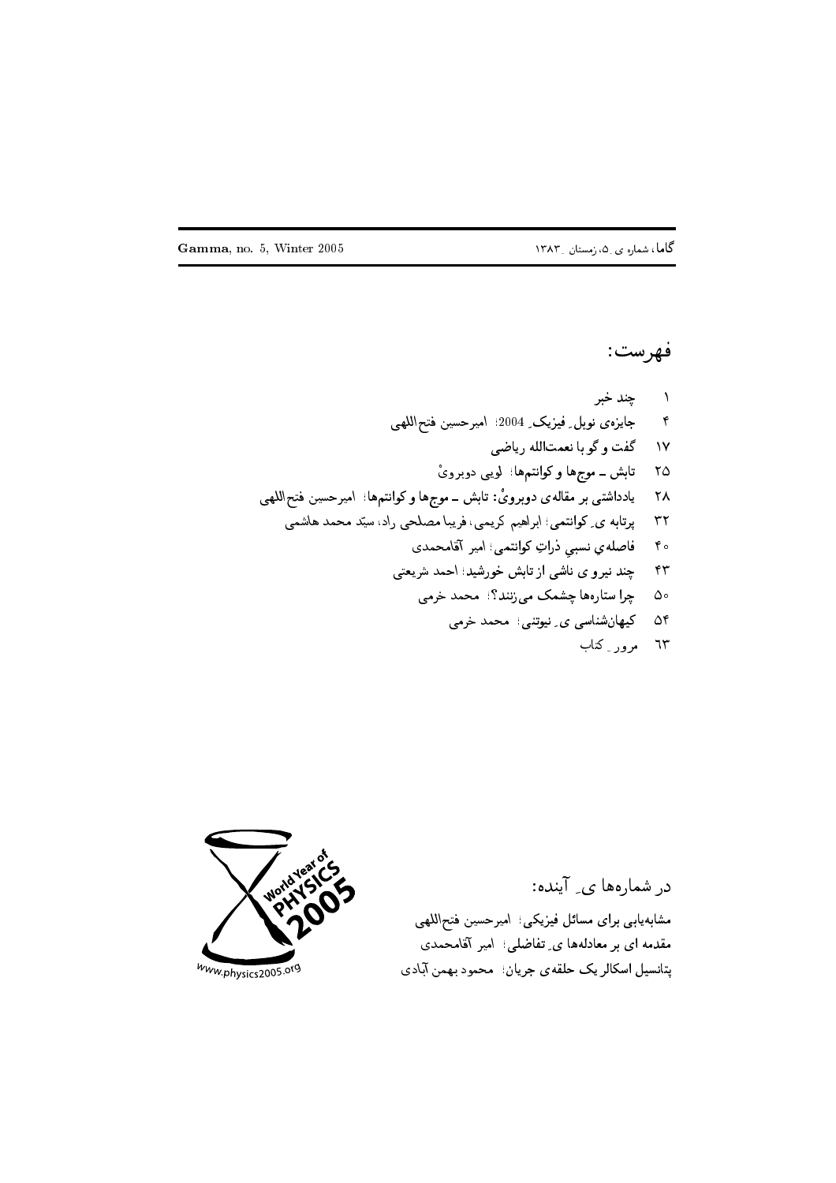# فهرست:

۱ چند خبر

۴ جایزه‌ی نوبل ِ فیزیک ِ 2004: امیرحسین فتح‌اللهی

۱۷ گفت و گو با نعمت‌الله ریاضی

۲۵ تابش ــ موج‌ها و کوانتم‌ها: لویی دوبروی

۲۸ یادداشتی بر مقاله‌ی دوبروی: تابش ــ موج‌ها و کوانتم‌ها: امیرحسین فتح‌اللهی

۳۲ پرتابه ی ِ کوانتمی: ابراهیم کریمی، فریبا مصلحی راد، سیّد محمد هاشمی

۴۰ فاصله‌ي نسبيِ ذراتِ کوانتمی: امیر آقامحمدی

۴۳ چند نیرو ی ناشی از تابش خورشید: احمد شریعتی

۵۰ چرا ستاره‌ها چشمک می‌زنند؟: محمد خرمی

۵۴ کیهان‌شناسی ی ِ نیوتنی: محمد خرمی

۶۳ مرور ِ کتاب

در شماره‌ها ی ِ آینده:

مشابه‌یابی برای مسائل فیزیکی: امیرحسین فتح‌اللهی

مقدمه ای بر معادله‌ها ی ِ تفاضلی: امیر آقامحمدی

پتانسیل اسکالر یک حلقه‌ی جریان: محمود بهمن آبادی